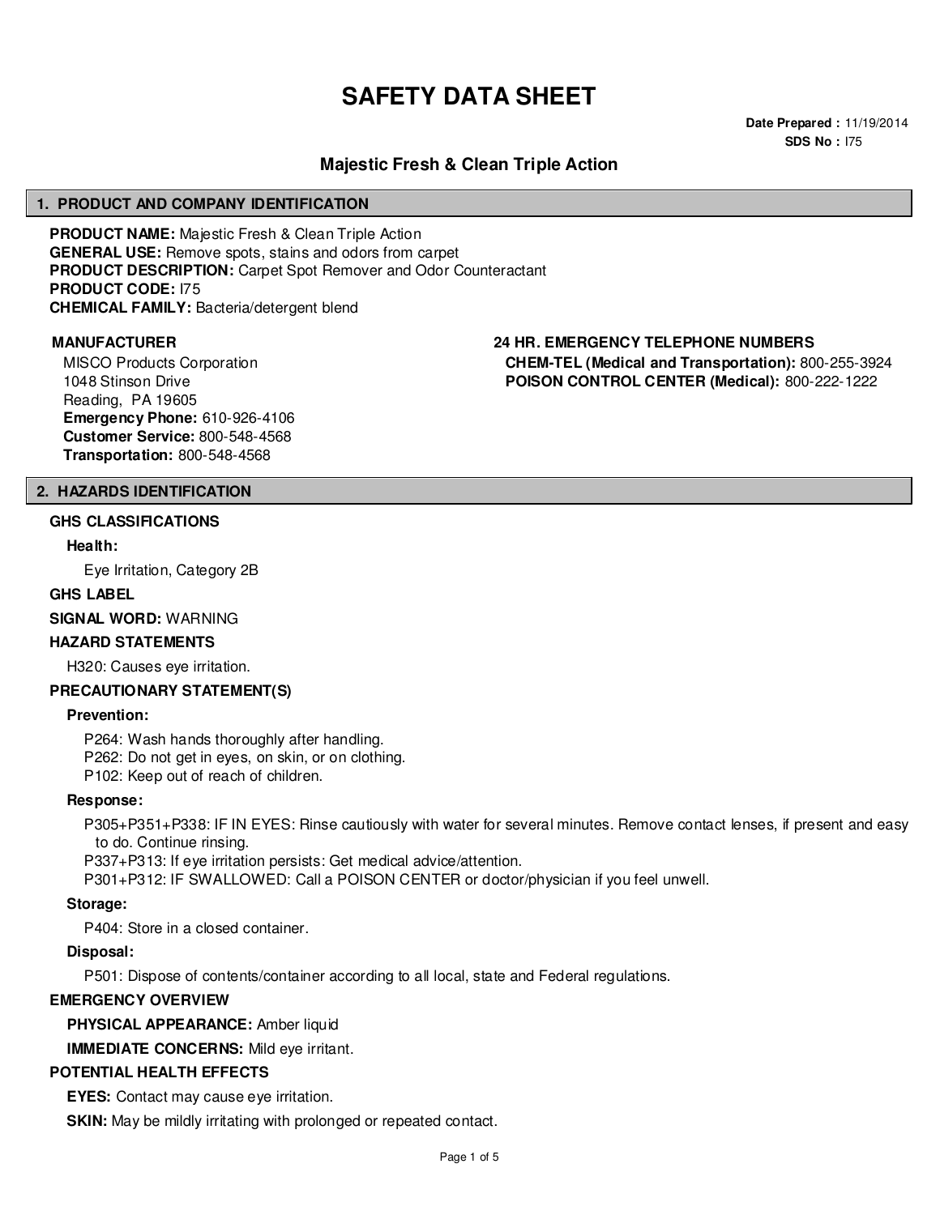# SAFETY DATA SHEET

**Date Prepared :** 11/19/2014
**SDS No :** I75

## Majestic Fresh & Clean Triple Action

## 1. PRODUCT AND COMPANY IDENTIFICATION

**PRODUCT NAME:** Majestic Fresh & Clean Triple Action
**GENERAL USE:** Remove spots, stains and odors from carpet
**PRODUCT DESCRIPTION:** Carpet Spot Remover and Odor Counteractant
**PRODUCT CODE:** I75
**CHEMICAL FAMILY:** Bacteria/detergent blend

**MANUFACTURER**

MISCO Products Corporation
1048 Stinson Drive
Reading, PA 19605
**Emergency Phone:** 610-926-4106
**Customer Service:** 800-548-4568
**Transportation:** 800-548-4568

**24 HR. EMERGENCY TELEPHONE NUMBERS**

**CHEM-TEL (Medical and Transportation):** 800-255-3924
**POISON CONTROL CENTER (Medical):** 800-222-1222

## 2. HAZARDS IDENTIFICATION

### GHS CLASSIFICATIONS

**Health:**

Eye Irritation, Category 2B

### GHS LABEL

**SIGNAL WORD:** WARNING

### HAZARD STATEMENTS

H320: Causes eye irritation.

### PRECAUTIONARY STATEMENT(S)

**Prevention:**

P264: Wash hands thoroughly after handling.
P262: Do not get in eyes, on skin, or on clothing.
P102: Keep out of reach of children.

**Response:**

P305+P351+P338: IF IN EYES: Rinse cautiously with water for several minutes. Remove contact lenses, if present and easy to do. Continue rinsing.
P337+P313: If eye irritation persists: Get medical advice/attention.
P301+P312: IF SWALLOWED: Call a POISON CENTER or doctor/physician if you feel unwell.

**Storage:**

P404: Store in a closed container.

**Disposal:**

P501: Dispose of contents/container according to all local, state and Federal regulations.

### EMERGENCY OVERVIEW

**PHYSICAL APPEARANCE:** Amber liquid

**IMMEDIATE CONCERNS:** Mild eye irritant.

### POTENTIAL HEALTH EFFECTS

**EYES:** Contact may cause eye irritation.

**SKIN:** May be mildly irritating with prolonged or repeated contact.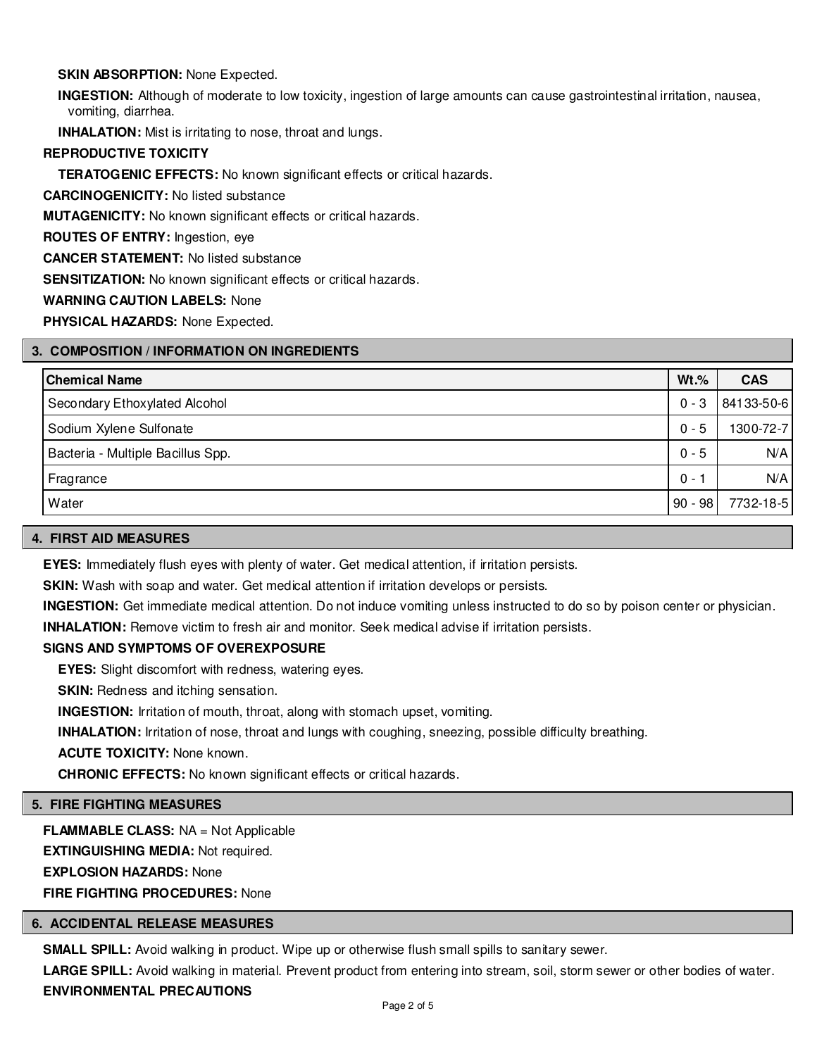**SKIN ABSORPTION:** None Expected.

**INGESTION:** Although of moderate to low toxicity, ingestion of large amounts can cause gastrointestinal irritation, nausea, vomiting, diarrhea.

**INHALATION:** Mist is irritating to nose, throat and lungs.

**REPRODUCTIVE TOXICITY**

**TERATOGENIC EFFECTS:** No known significant effects or critical hazards.

**CARCINOGENICITY:** No listed substance

**MUTAGENICITY:** No known significant effects or critical hazards.

**ROUTES OF ENTRY:** Ingestion, eye

**CANCER STATEMENT:** No listed substance

**SENSITIZATION:** No known significant effects or critical hazards.

**WARNING CAUTION LABELS:** None

**PHYSICAL HAZARDS:** None Expected.

## 3. COMPOSITION / INFORMATION ON INGREDIENTS

| Chemical Name | Wt.% | CAS |
|---|---|---|
| Secondary Ethoxylated Alcohol | 0 - 3 | 84133-50-6 |
| Sodium Xylene Sulfonate | 0 - 5 | 1300-72-7 |
| Bacteria - Multiple Bacillus Spp. | 0 - 5 | N/A |
| Fragrance | 0 - 1 | N/A |
| Water | 90 - 98 | 7732-18-5 |

## 4. FIRST AID MEASURES

**EYES:** Immediately flush eyes with plenty of water. Get medical attention, if irritation persists.

**SKIN:** Wash with soap and water. Get medical attention if irritation develops or persists.

**INGESTION:** Get immediate medical attention. Do not induce vomiting unless instructed to do so by poison center or physician.

**INHALATION:** Remove victim to fresh air and monitor. Seek medical advise if irritation persists.

**SIGNS AND SYMPTOMS OF OVEREXPOSURE**

**EYES:** Slight discomfort with redness, watering eyes.

**SKIN:** Redness and itching sensation.

**INGESTION:** Irritation of mouth, throat, along with stomach upset, vomiting.

**INHALATION:** Irritation of nose, throat and lungs with coughing, sneezing, possible difficulty breathing.

**ACUTE TOXICITY:** None known.

**CHRONIC EFFECTS:** No known significant effects or critical hazards.

## 5. FIRE FIGHTING MEASURES

**FLAMMABLE CLASS:** NA = Not Applicable

**EXTINGUISHING MEDIA:** Not required.

**EXPLOSION HAZARDS:** None

**FIRE FIGHTING PROCEDURES:** None

## 6. ACCIDENTAL RELEASE MEASURES

**SMALL SPILL:** Avoid walking in product. Wipe up or otherwise flush small spills to sanitary sewer.

**LARGE SPILL:** Avoid walking in material. Prevent product from entering into stream, soil, storm sewer or other bodies of water.

**ENVIRONMENTAL PRECAUTIONS**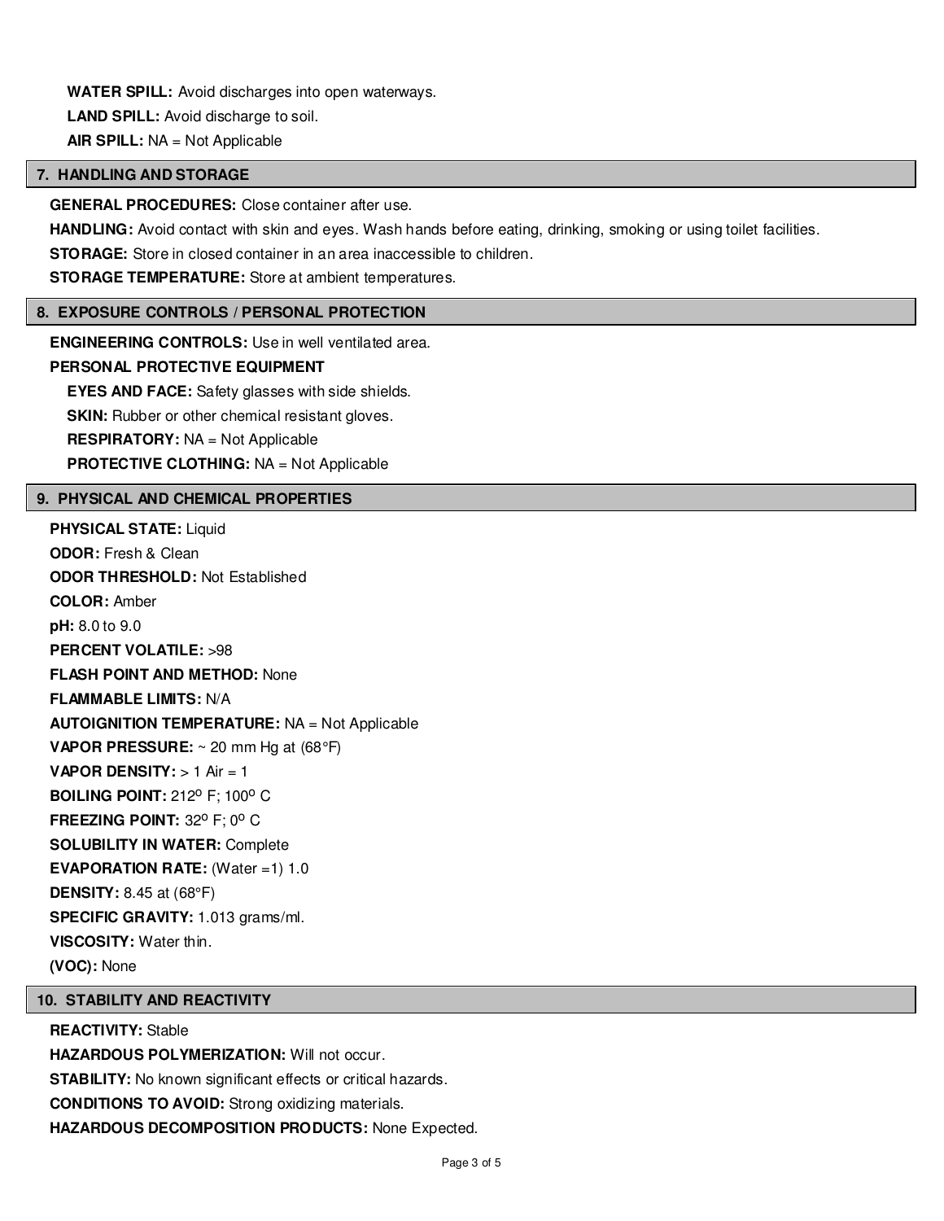**WATER SPILL:** Avoid discharges into open waterways.

**LAND SPILL:** Avoid discharge to soil.

**AIR SPILL:** NA = Not Applicable

## 7. HANDLING AND STORAGE

**GENERAL PROCEDURES:** Close container after use.

**HANDLING:** Avoid contact with skin and eyes. Wash hands before eating, drinking, smoking or using toilet facilities.

**STORAGE:** Store in closed container in an area inaccessible to children.

**STORAGE TEMPERATURE:** Store at ambient temperatures.

## 8. EXPOSURE CONTROLS / PERSONAL PROTECTION

**ENGINEERING CONTROLS:** Use in well ventilated area.

**PERSONAL PROTECTIVE EQUIPMENT**

**EYES AND FACE:** Safety glasses with side shields.

**SKIN:** Rubber or other chemical resistant gloves.

**RESPIRATORY:** NA = Not Applicable

**PROTECTIVE CLOTHING:** NA = Not Applicable

## 9. PHYSICAL AND CHEMICAL PROPERTIES

**PHYSICAL STATE:** Liquid

**ODOR:** Fresh & Clean

**ODOR THRESHOLD:** Not Established

**COLOR:** Amber

**pH:** 8.0 to 9.0

**PERCENT VOLATILE:** >98

**FLASH POINT AND METHOD:** None

**FLAMMABLE LIMITS:** N/A

**AUTOIGNITION TEMPERATURE:** NA = Not Applicable

**VAPOR PRESSURE:** ~ 20 mm Hg at (68°F)

**VAPOR DENSITY:** > 1 Air = 1

**BOILING POINT:** 212º F; 100º C

**FREEZING POINT:** 32º F; 0º C

**SOLUBILITY IN WATER:** Complete

**EVAPORATION RATE:** (Water =1) 1.0

**DENSITY:** 8.45 at (68°F)

**SPECIFIC GRAVITY:** 1.013 grams/ml.

**VISCOSITY:** Water thin.

**(VOC):** None

## 10. STABILITY AND REACTIVITY

**REACTIVITY:** Stable

**HAZARDOUS POLYMERIZATION:** Will not occur.

**STABILITY:** No known significant effects or critical hazards.

**CONDITIONS TO AVOID:** Strong oxidizing materials.

**HAZARDOUS DECOMPOSITION PRODUCTS:** None Expected.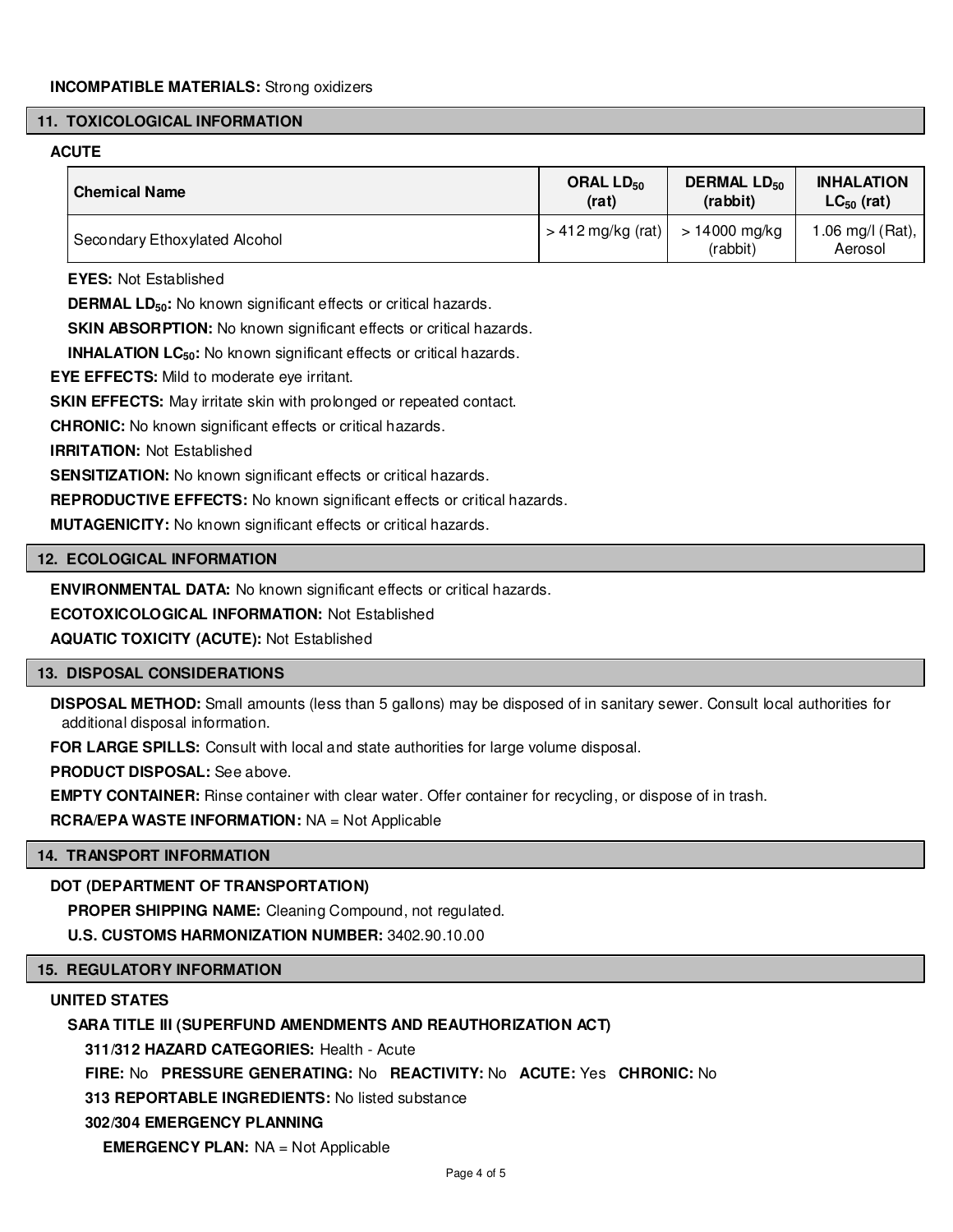**INCOMPATIBLE MATERIALS:** Strong oxidizers

## 11. TOXICOLOGICAL INFORMATION

**ACUTE**

| Chemical Name | ORAL $LD_{50}$ (rat) | DERMAL $LD_{50}$ (rabbit) | INHALATION $LC_{50}$ (rat) |
|---|---|---|---|
| Secondary Ethoxylated Alcohol | > 412 mg/kg (rat) | > 14000 mg/kg (rabbit) | 1.06 mg/l (Rat), Aerosol |

**EYES:** Not Established

**DERMAL $LD_{50}$:** No known significant effects or critical hazards.

**SKIN ABSORPTION:** No known significant effects or critical hazards.

**INHALATION $LC_{50}$:** No known significant effects or critical hazards.

**EYE EFFECTS:** Mild to moderate eye irritant.

**SKIN EFFECTS:** May irritate skin with prolonged or repeated contact.

**CHRONIC:** No known significant effects or critical hazards.

**IRRITATION:** Not Established

**SENSITIZATION:** No known significant effects or critical hazards.

**REPRODUCTIVE EFFECTS:** No known significant effects or critical hazards.

**MUTAGENICITY:** No known significant effects or critical hazards.

## 12. ECOLOGICAL INFORMATION

**ENVIRONMENTAL DATA:** No known significant effects or critical hazards.

**ECOTOXICOLOGICAL INFORMATION:** Not Established

**AQUATIC TOXICITY (ACUTE):** Not Established

## 13. DISPOSAL CONSIDERATIONS

**DISPOSAL METHOD:** Small amounts (less than 5 gallons) may be disposed of in sanitary sewer. Consult local authorities for additional disposal information.

**FOR LARGE SPILLS:** Consult with local and state authorities for large volume disposal.

**PRODUCT DISPOSAL:** See above.

**EMPTY CONTAINER:** Rinse container with clear water. Offer container for recycling, or dispose of in trash.

**RCRA/EPA WASTE INFORMATION:** NA = Not Applicable

## 14. TRANSPORT INFORMATION

**DOT (DEPARTMENT OF TRANSPORTATION)**

**PROPER SHIPPING NAME:** Cleaning Compound, not regulated.

**U.S. CUSTOMS HARMONIZATION NUMBER:** 3402.90.10.00

## 15. REGULATORY INFORMATION

**UNITED STATES**

**SARA TITLE III (SUPERFUND AMENDMENTS AND REAUTHORIZATION ACT)**

**311/312 HAZARD CATEGORIES:** Health - Acute

**FIRE:** No **PRESSURE GENERATING:** No **REACTIVITY:** No **ACUTE:** Yes **CHRONIC:** No

**313 REPORTABLE INGREDIENTS:** No listed substance

**302/304 EMERGENCY PLANNING**

**EMERGENCY PLAN:** NA = Not Applicable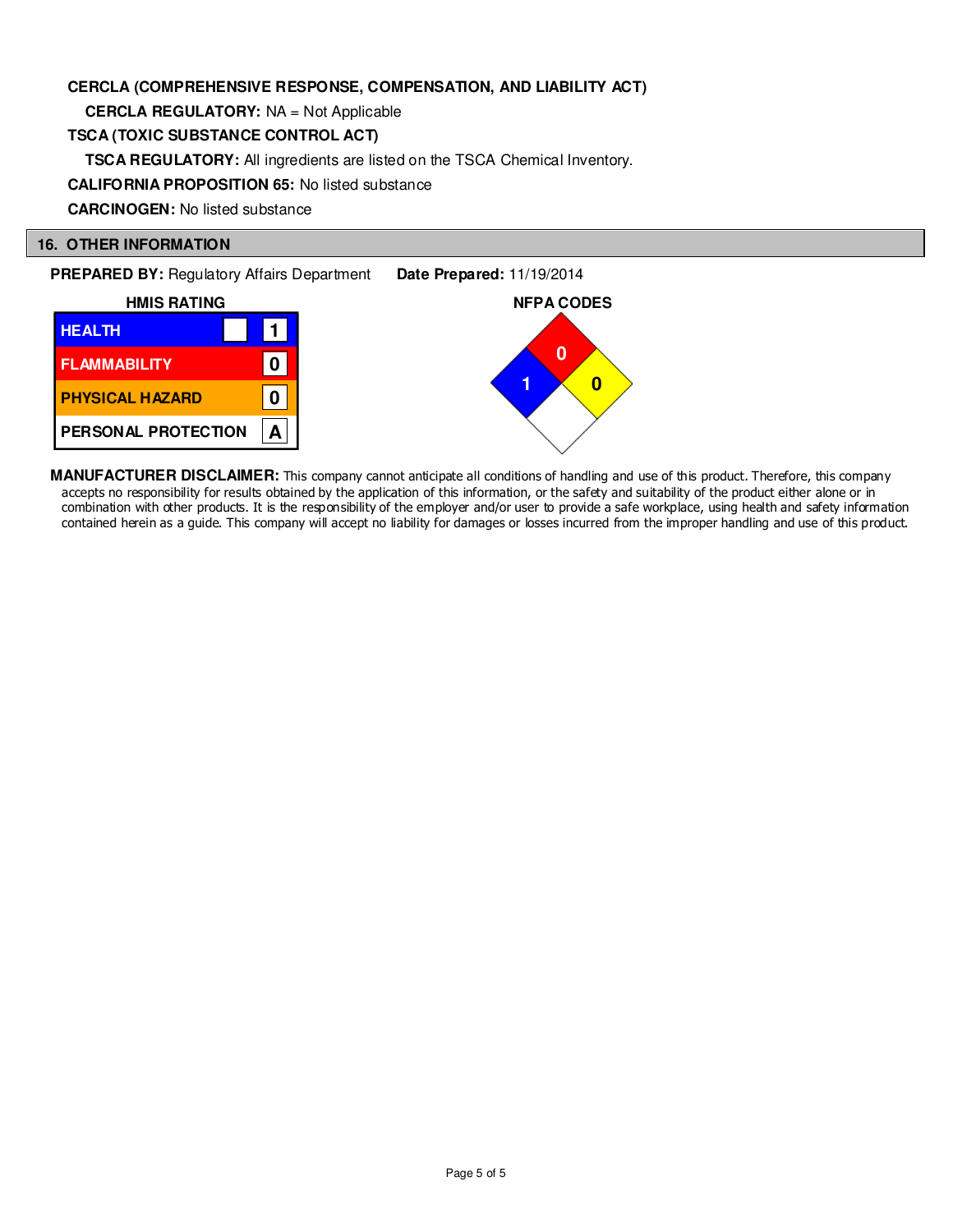**CERCLA (COMPREHENSIVE RESPONSE, COMPENSATION, AND LIABILITY ACT)**

**CERCLA REGULATORY:** NA = Not Applicable

**TSCA (TOXIC SUBSTANCE CONTROL ACT)**

**TSCA REGULATORY:** All ingredients are listed on the TSCA Chemical Inventory.

**CALIFORNIA PROPOSITION 65:** No listed substance

**CARCINOGEN:** No listed substance

## 16. OTHER INFORMATION

**PREPARED BY:** Regulatory Affairs Department  **Date Prepared:** 11/19/2014

**HMIS RATING**

| | | |
|---|---|---|
| HEALTH | | 1 |
| FLAMMABILITY | | 0 |
| PHYSICAL HAZARD | | 0 |
| PERSONAL PROTECTION | | A |

**NFPA CODES**

0

1

0

**MANUFACTURER DISCLAIMER:** This company cannot anticipate all conditions of handling and use of this product. Therefore, this company accepts no responsibility for results obtained by the application of this information, or the safety and suitability of the product either alone or in combination with other products. It is the responsibility of the employer and/or user to provide a safe workplace, using health and safety information contained herein as a guide. This company will accept no liability for damages or losses incurred from the improper handling and use of this product.